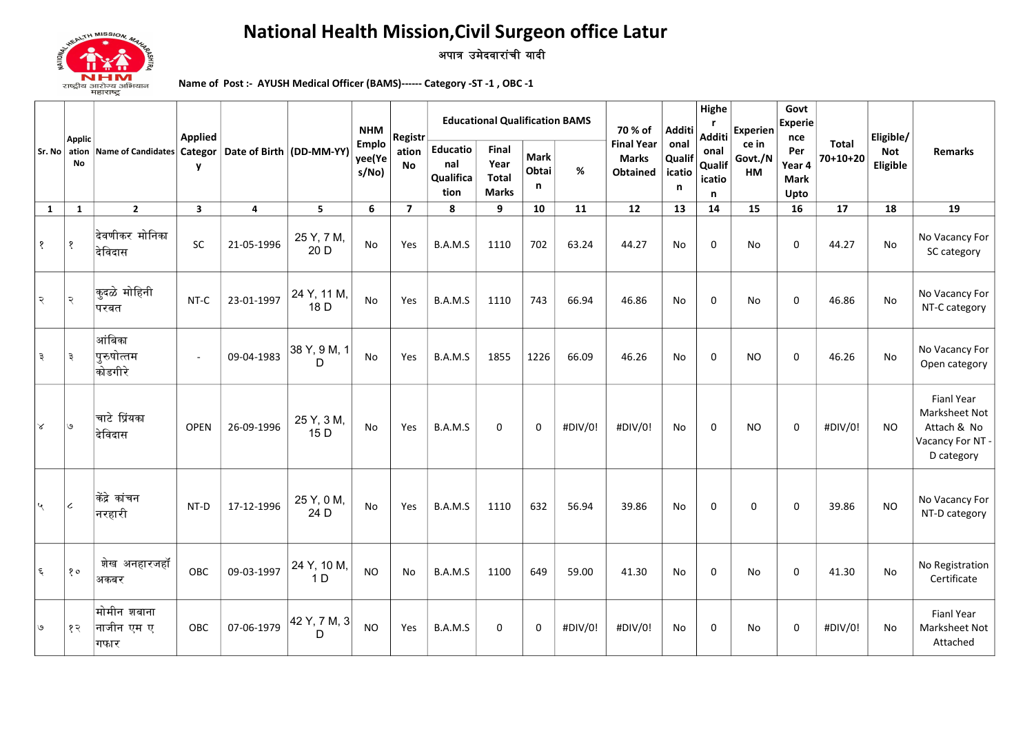# National Health Mission,Civil Surgeon office Latur

अपात्र उमेदवारांची यादी

Name of Post :- AYUSH Medical Officer (BAMS)------ Category -ST -1 , OBC -1

| Sr. No | Application No | Name of Candidates | Applied Category | Date of Birth | (DD-MM-YY) | NHM Employee(Yes/No) | Registration No | Educational Qualification BAMS | | | | 70 % of Final Year Marks Obtained | Additional Qualification | Higher Additional Qualification | Experience in Govt./N HM | Govt Experience Per Year 4 Mark Upto | Total 70+10+20 | Eligible/ Not Eligible | Remarks |
|---|---|---|---|---|---|---|---|---|---|---|---|---|---|---|---|---|---|---|---|
| | | | | | | | | Educational Qualification | Final Year Total Marks | Mark Obtain | % | | | | | | | | |
| 1 | 1 | 2 | 3 | 4 | 5 | 6 | 7 | 8 | 9 | 10 | 11 | 12 | 13 | 14 | 15 | 16 | 17 | 18 | 19 |
| १ | १ | देवणीकर मोनिका देविदास | SC | 21-05-1996 | 25 Y, 7 M, 20 D | No | Yes | B.A.M.S | 1110 | 702 | 63.24 | 44.27 | No | 0 | No | 0 | 44.27 | No | No Vacancy For SC category |
| २ | २ | कुदळे मोहिनी परबत | NT-C | 23-01-1997 | 24 Y, 11 M, 18 D | No | Yes | B.A.M.S | 1110 | 743 | 66.94 | 46.86 | No | 0 | No | 0 | 46.86 | No | No Vacancy For NT-C category |
| ३ | ३ | आंबिका पुरुषोत्तम कोडगीरे | - | 09-04-1983 | 38 Y, 9 M, 1 D | No | Yes | B.A.M.S | 1855 | 1226 | 66.09 | 46.26 | No | 0 | NO | 0 | 46.26 | No | No Vacancy For Open category |
| ४ | ७ | चाटे प्रियंका देविदास | OPEN | 26-09-1996 | 25 Y, 3 M, 15 D | No | Yes | B.A.M.S | 0 | 0 | #DIV/0! | #DIV/0! | No | 0 | NO | 0 | #DIV/0! | NO | Fianl Year Marksheet Not Attach & No Vacancy For NT - D category |
| ५ | ८ | केंद्रे कांचन नरहारी | NT-D | 17-12-1996 | 25 Y, 0 M, 24 D | No | Yes | B.A.M.S | 1110 | 632 | 56.94 | 39.86 | No | 0 | 0 | 0 | 39.86 | NO | No Vacancy For NT-D category |
| ६ | १० | शेख अनहारजहॉं अकबर | OBC | 09-03-1997 | 24 Y, 10 M, 1 D | NO | No | B.A.M.S | 1100 | 649 | 59.00 | 41.30 | No | 0 | No | 0 | 41.30 | No | No Registration Certificate |
| ७ | १२ | मोमीन शबाना नाजीन एम ए गफार | OBC | 07-06-1979 | 42 Y, 7 M, 3 D | NO | Yes | B.A.M.S | 0 | 0 | #DIV/0! | #DIV/0! | No | 0 | No | 0 | #DIV/0! | No | Fianl Year Marksheet Not Attached |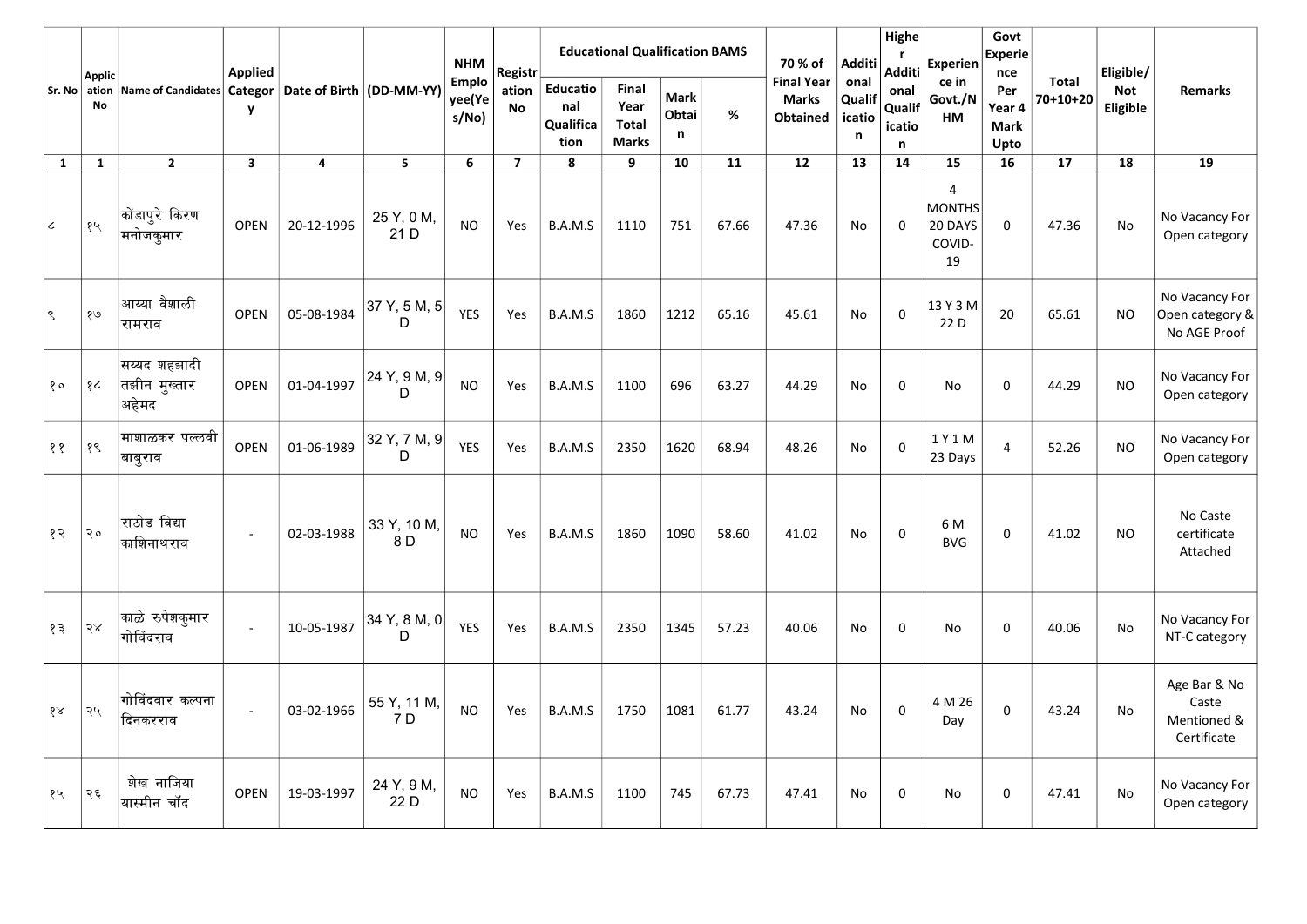| Sr. No | Application No | Name of Candidates | Applied Category | Date of Birth | (DD-MM-YY) | NHM Employee(Yes/No) | Registration No | Educational Qualification BAMS | | | | 70 % of Final Year Marks Obtained | Additional Qualification | Higher Additional Qualification | Experience in Govt./NHM | Govt Experience Per Year 4 Mark Upto | Total 70+10+20 | Eligible/ Not Eligible | Remarks |
|---|---|---|---|---|---|---|---|---|---|---|---|---|---|---|---|---|---|---|---|
| | | | | | | | | Educational Qualification | Final Year Total Marks | Mark Obtain | % | | | | | | | | |
| 1 | 1 | 2 | 3 | 4 | 5 | 6 | 7 | 8 | 9 | 10 | 11 | 12 | 13 | 14 | 15 | 16 | 17 | 18 | 19 |
| ८ | १५ | कोंडापुरे किरण मनोजकुमार | OPEN | 20-12-1996 | 25 Y, 0 M, 21 D | NO | Yes | B.A.M.S | 1110 | 751 | 67.66 | 47.36 | No | 0 | 4 MONTHS 20 DAYS COVID-19 | 0 | 47.36 | No | No Vacancy For Open category |
| ९ | १७ | आव्हा वैशाली रामराव | OPEN | 05-08-1984 | 37 Y, 5 M, 5 D | YES | Yes | B.A.M.S | 1860 | 1212 | 65.16 | 45.61 | No | 0 | 13 Y 3 M 22 D | 20 | 65.61 | NO | No Vacancy For Open category & No AGE Proof |
| १० | १८ | सय्यद शहझादी तझीन मुख्तार अहेमद | OPEN | 01-04-1997 | 24 Y, 9 M, 9 D | NO | Yes | B.A.M.S | 1100 | 696 | 63.27 | 44.29 | No | 0 | No | 0 | 44.29 | NO | No Vacancy For Open category |
| ११ | १९ | माशाळकर पल्लवी बाबुराव | OPEN | 01-06-1989 | 32 Y, 7 M, 9 D | YES | Yes | B.A.M.S | 2350 | 1620 | 68.94 | 48.26 | No | 0 | 1 Y 1 M 23 Days | 4 | 52.26 | NO | No Vacancy For Open category |
| १२ | २० | राठोड विद्या काशिनाथराव | - | 02-03-1988 | 33 Y, 10 M, 8 D | NO | Yes | B.A.M.S | 1860 | 1090 | 58.60 | 41.02 | No | 0 | 6 M BVG | 0 | 41.02 | NO | No Caste certificate Attached |
| १३ | २४ | काळे रुपेशकुमार गोविंदराव | - | 10-05-1987 | 34 Y, 8 M, 0 D | YES | Yes | B.A.M.S | 2350 | 1345 | 57.23 | 40.06 | No | 0 | No | 0 | 40.06 | No | No Vacancy For NT-C category |
| १४ | २५ | गोविंदवार कल्पना दिनकरराव | - | 03-02-1966 | 55 Y, 11 M, 7 D | NO | Yes | B.A.M.S | 1750 | 1081 | 61.77 | 43.24 | No | 0 | 4 M 26 Day | 0 | 43.24 | No | Age Bar & No Caste Mentioned & Certificate |
| १५ | २६ | शेख नाजिया यास्मीन चाँद | OPEN | 19-03-1997 | 24 Y, 9 M, 22 D | NO | Yes | B.A.M.S | 1100 | 745 | 67.73 | 47.41 | No | 0 | No | 0 | 47.41 | No | No Vacancy For Open category |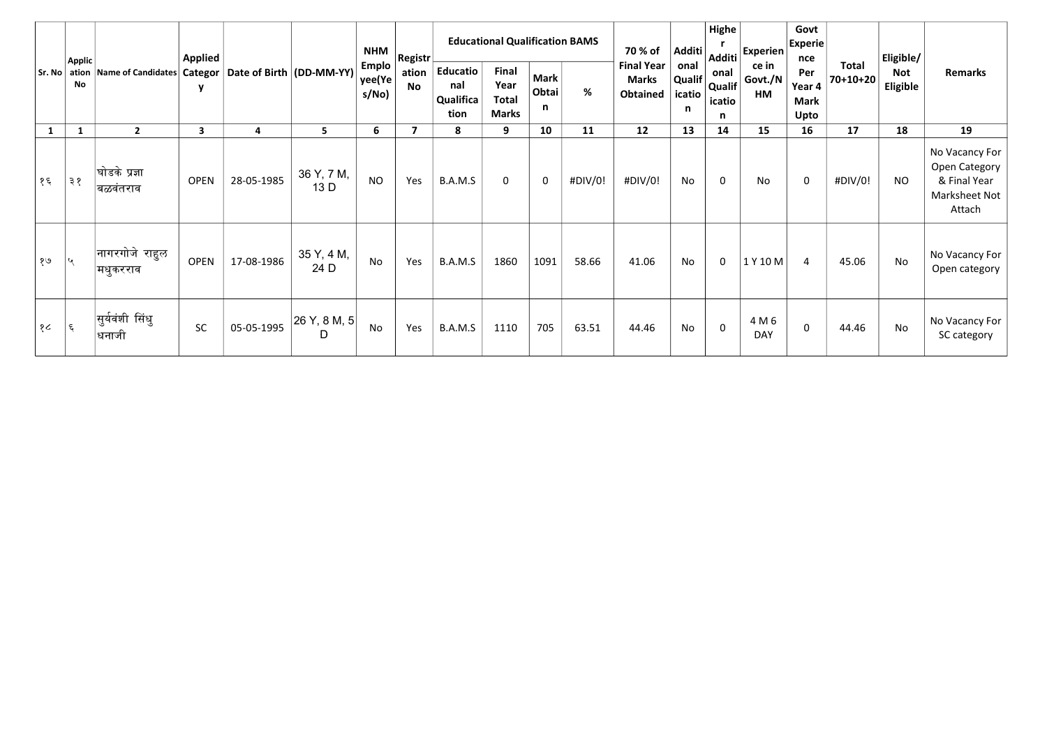| Sr. No | Application No | Name of Candidates | Applied Category | Date of Birth | (DD-MM-YY) | NHM Employee(Yes/No) | Registration No | Educational Qualification BAMS | | | | 70 % of Final Year Marks Obtained | Additional Qualification | Higher Additional Qualification | Experience in Govt./NHM | Govt Experience Per Year 4 Mark Upto | Total 70+10+20 | Eligible/ Not Eligible | Remarks |
|---|---|---|---|---|---|---|---|---|---|---|---|---|---|---|---|---|---|---|---|
| | | | | | | | | Educational Qualification | Final Year Total Marks | Mark Obtain | % | | | | | | | | |
| 1 | 1 | 2 | 3 | 4 | 5 | 6 | 7 | 8 | 9 | 10 | 11 | 12 | 13 | 14 | 15 | 16 | 17 | 18 | 19 |
| १६ | ३१ | घोडके प्रज्ञा बळवंतराव | OPEN | 28-05-1985 | 36 Y, 7 M, 13 D | NO | Yes | B.A.M.S | 0 | 0 | #DIV/0! | #DIV/0! | No | 0 | No | 0 | #DIV/0! | NO | No Vacancy For Open Category & Final Year Marksheet Not Attach |
| १७ | ५ | नागरगोजे राहुल मधुकरराव | OPEN | 17-08-1986 | 35 Y, 4 M, 24 D | No | Yes | B.A.M.S | 1860 | 1091 | 58.66 | 41.06 | No | 0 | 1 Y 10 M | 4 | 45.06 | No | No Vacancy For Open category |
| १८ | ६ | सुर्यवंशी सिंधु धनाजी | SC | 05-05-1995 | 26 Y, 8 M, 5 D | No | Yes | B.A.M.S | 1110 | 705 | 63.51 | 44.46 | No | 0 | 4 M 6 DAY | 0 | 44.46 | No | No Vacancy For SC category |